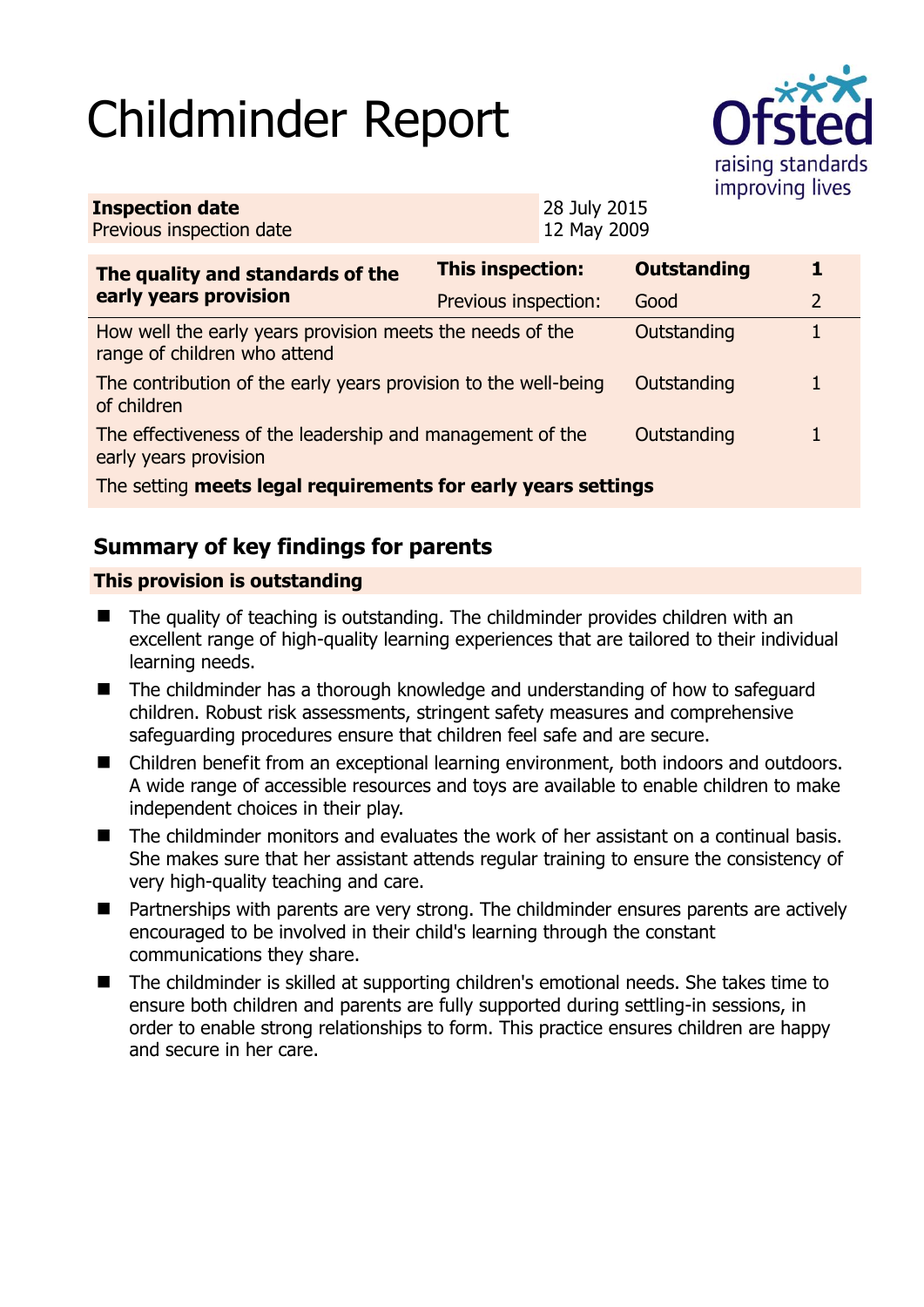# Childminder Report

| **Inspection date** | 28 July 2015 |
|---|---|
| Previous inspection date | 12 May 2009 |

| **The quality and standards of the early years provision** | **This inspection:** | **Outstanding** | **1** |
|---|---|---|---|
| | Previous inspection: | Good | 2 |
| How well the early years provision meets the needs of the range of children who attend | | Outstanding | 1 |
| The contribution of the early years provision to the well-being of children | | Outstanding | 1 |
| The effectiveness of the leadership and management of the early years provision | | Outstanding | 1 |
| The setting **meets legal requirements for early years settings** | | | |

## Summary of key findings for parents

### This provision is outstanding

- The quality of teaching is outstanding. The childminder provides children with an excellent range of high-quality learning experiences that are tailored to their individual learning needs.
- The childminder has a thorough knowledge and understanding of how to safeguard children. Robust risk assessments, stringent safety measures and comprehensive safeguarding procedures ensure that children feel safe and are secure.
- Children benefit from an exceptional learning environment, both indoors and outdoors. A wide range of accessible resources and toys are available to enable children to make independent choices in their play.
- The childminder monitors and evaluates the work of her assistant on a continual basis. She makes sure that her assistant attends regular training to ensure the consistency of very high-quality teaching and care.
- Partnerships with parents are very strong. The childminder ensures parents are actively encouraged to be involved in their child's learning through the constant communications they share.
- The childminder is skilled at supporting children's emotional needs. She takes time to ensure both children and parents are fully supported during settling-in sessions, in order to enable strong relationships to form. This practice ensures children are happy and secure in her care.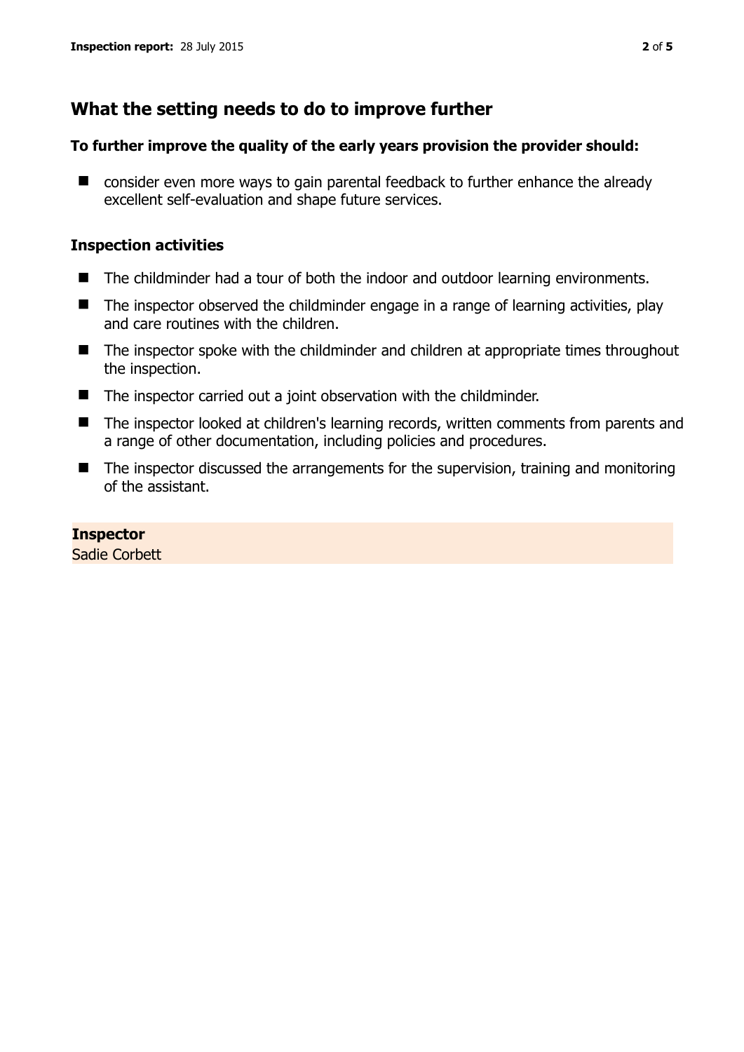## What the setting needs to do to improve further

### To further improve the quality of the early years provision the provider should:

- consider even more ways to gain parental feedback to further enhance the already excellent self-evaluation and shape future services.

### Inspection activities

- The childminder had a tour of both the indoor and outdoor learning environments.
- The inspector observed the childminder engage in a range of learning activities, play and care routines with the children.
- The inspector spoke with the childminder and children at appropriate times throughout the inspection.
- The inspector carried out a joint observation with the childminder.
- The inspector looked at children's learning records, written comments from parents and a range of other documentation, including policies and procedures.
- The inspector discussed the arrangements for the supervision, training and monitoring of the assistant.

**Inspector**
Sadie Corbett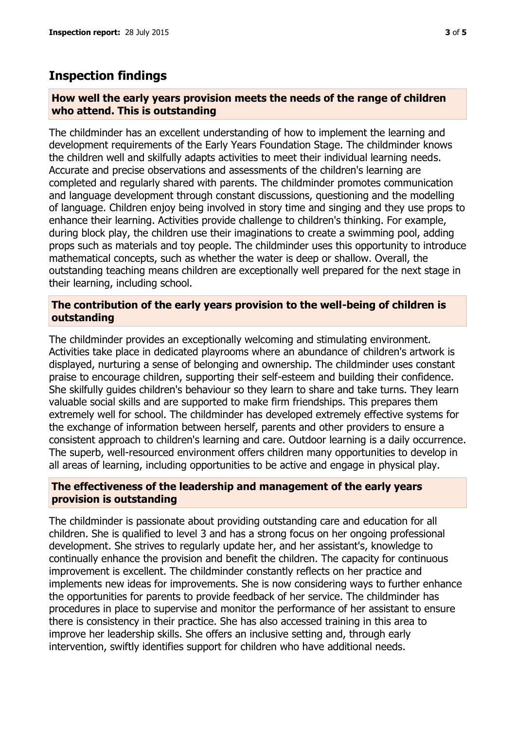## Inspection findings

### How well the early years provision meets the needs of the range of children who attend. This is outstanding

The childminder has an excellent understanding of how to implement the learning and development requirements of the Early Years Foundation Stage. The childminder knows the children well and skilfully adapts activities to meet their individual learning needs. Accurate and precise observations and assessments of the children's learning are completed and regularly shared with parents. The childminder promotes communication and language development through constant discussions, questioning and the modelling of language. Children enjoy being involved in story time and singing and they use props to enhance their learning. Activities provide challenge to children's thinking. For example, during block play, the children use their imaginations to create a swimming pool, adding props such as materials and toy people. The childminder uses this opportunity to introduce mathematical concepts, such as whether the water is deep or shallow. Overall, the outstanding teaching means children are exceptionally well prepared for the next stage in their learning, including school.

### The contribution of the early years provision to the well-being of children is outstanding

The childminder provides an exceptionally welcoming and stimulating environment. Activities take place in dedicated playrooms where an abundance of children's artwork is displayed, nurturing a sense of belonging and ownership. The childminder uses constant praise to encourage children, supporting their self-esteem and building their confidence. She skilfully guides children's behaviour so they learn to share and take turns. They learn valuable social skills and are supported to make firm friendships. This prepares them extremely well for school. The childminder has developed extremely effective systems for the exchange of information between herself, parents and other providers to ensure a consistent approach to children's learning and care. Outdoor learning is a daily occurrence. The superb, well-resourced environment offers children many opportunities to develop in all areas of learning, including opportunities to be active and engage in physical play.

### The effectiveness of the leadership and management of the early years provision is outstanding

The childminder is passionate about providing outstanding care and education for all children. She is qualified to level 3 and has a strong focus on her ongoing professional development. She strives to regularly update her, and her assistant's, knowledge to continually enhance the provision and benefit the children. The capacity for continuous improvement is excellent. The childminder constantly reflects on her practice and implements new ideas for improvements. She is now considering ways to further enhance the opportunities for parents to provide feedback of her service. The childminder has procedures in place to supervise and monitor the performance of her assistant to ensure there is consistency in their practice. She has also accessed training in this area to improve her leadership skills. She offers an inclusive setting and, through early intervention, swiftly identifies support for children who have additional needs.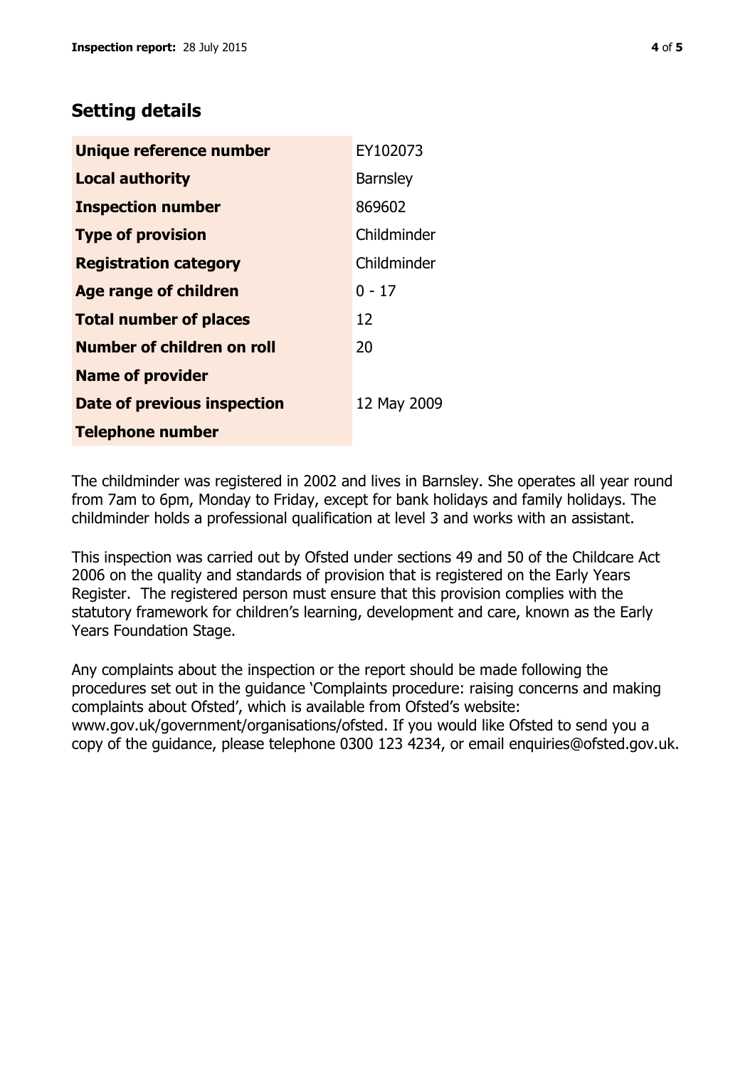## Setting details

| | |
|---|---|
| **Unique reference number** | EY102073 |
| **Local authority** | Barnsley |
| **Inspection number** | 869602 |
| **Type of provision** | Childminder |
| **Registration category** | Childminder |
| **Age range of children** | 0 - 17 |
| **Total number of places** | 12 |
| **Number of children on roll** | 20 |
| **Name of provider** | |
| **Date of previous inspection** | 12 May 2009 |
| **Telephone number** | |

The childminder was registered in 2002 and lives in Barnsley. She operates all year round from 7am to 6pm, Monday to Friday, except for bank holidays and family holidays. The childminder holds a professional qualification at level 3 and works with an assistant.

This inspection was carried out by Ofsted under sections 49 and 50 of the Childcare Act 2006 on the quality and standards of provision that is registered on the Early Years Register. The registered person must ensure that this provision complies with the statutory framework for children's learning, development and care, known as the Early Years Foundation Stage.

Any complaints about the inspection or the report should be made following the procedures set out in the guidance 'Complaints procedure: raising concerns and making complaints about Ofsted', which is available from Ofsted's website: www.gov.uk/government/organisations/ofsted. If you would like Ofsted to send you a copy of the guidance, please telephone 0300 123 4234, or email enquiries@ofsted.gov.uk.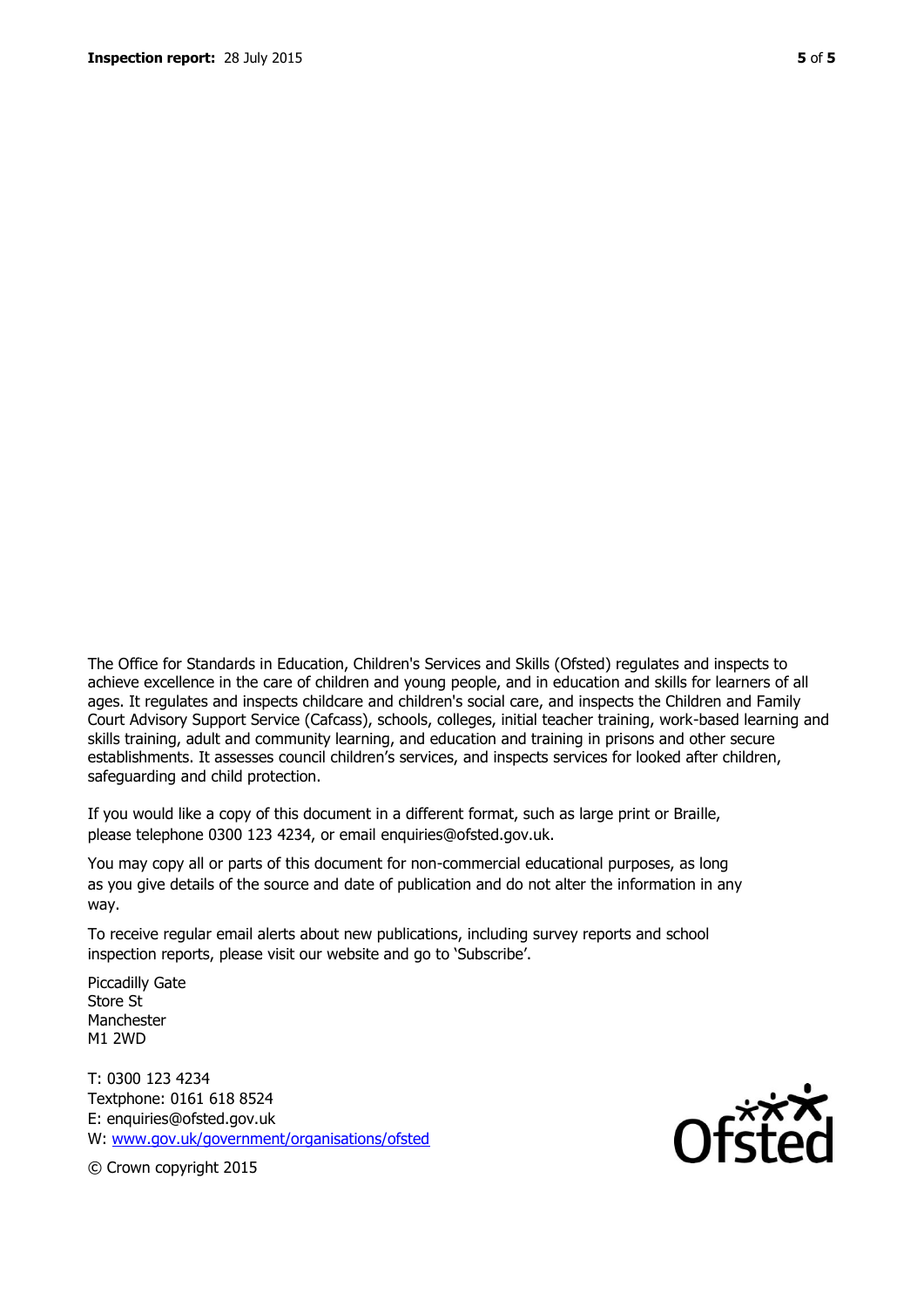The Office for Standards in Education, Children's Services and Skills (Ofsted) regulates and inspects to achieve excellence in the care of children and young people, and in education and skills for learners of all ages. It regulates and inspects childcare and children's social care, and inspects the Children and Family Court Advisory Support Service (Cafcass), schools, colleges, initial teacher training, work-based learning and skills training, adult and community learning, and education and training in prisons and other secure establishments. It assesses council children's services, and inspects services for looked after children, safeguarding and child protection.

If you would like a copy of this document in a different format, such as large print or Braille, please telephone 0300 123 4234, or email enquiries@ofsted.gov.uk.

You may copy all or parts of this document for non-commercial educational purposes, as long as you give details of the source and date of publication and do not alter the information in any way.

To receive regular email alerts about new publications, including survey reports and school inspection reports, please visit our website and go to 'Subscribe'.

Piccadilly Gate
Store St
Manchester
M1 2WD

T: 0300 123 4234
Textphone: 0161 618 8524
E: enquiries@ofsted.gov.uk
W: [www.gov.uk/government/organisations/ofsted](www.gov.uk/government/organisations/ofsted)

© Crown copyright 2015